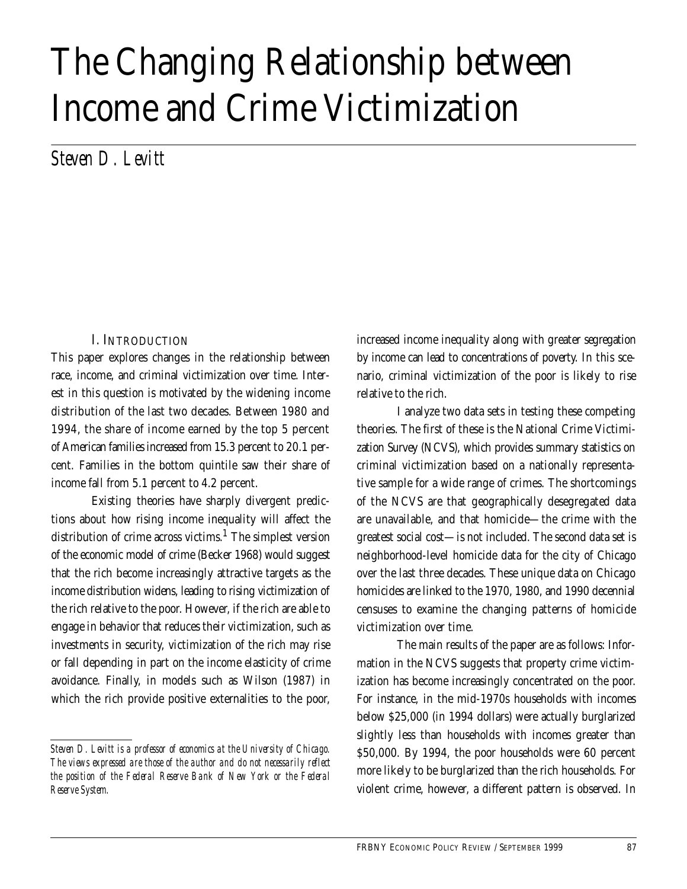# The Changing Relationship between Income and Crime Victimization

*Steven D. Levitt*

## I. Introduction

This paper explores changes in the relationship between race, income, and criminal victimization over time. Interest in this question is motivated by the widening income distribution of the last two decades. Between 1980 and 1994, the share of income earned by the top 5 percent of American families increased from 15.3 percent to 20.1 percent. Families in the bottom quintile saw their share of income fall from 5.1 percent to 4.2 percent.

Existing theories have sharply divergent predictions about how rising income inequality will affect the distribution of crime across victims.[1] The simplest version of the economic model of crime (Becker 1968) would suggest that the rich become increasingly attractive targets as the income distribution widens, leading to rising victimization of the rich relative to the poor. However, if the rich are able to engage in behavior that reduces their victimization, such as investments in security, victimization of the rich may rise or fall depending in part on the income elasticity of crime avoidance. Finally, in models such as Wilson (1987) in which the rich provide positive externalities to the poor, increased income inequality along with greater segregation by income can lead to concentrations of poverty. In this scenario, criminal victimization of the poor is likely to rise relative to the rich.

I analyze two data sets in testing these competing theories. The first of these is the National Crime Victimization Survey (NCVS), which provides summary statistics on criminal victimization based on a nationally representative sample for a wide range of crimes. The shortcomings of the NCVS are that geographically desegregated data are unavailable, and that homicide—the crime with the greatest social cost—is not included. The second data set is neighborhood-level homicide data for the city of Chicago over the last three decades. These unique data on Chicago homicides are linked to the 1970, 1980, and 1990 decennial censuses to examine the changing patterns of homicide victimization over time.

The main results of the paper are as follows: Information in the NCVS suggests that property crime victimization has become increasingly concentrated on the poor. For instance, in the mid-1970s households with incomes below $25,000 (in 1994 dollars) were actually burglarized slightly less than households with incomes greater than $50,000. By 1994, the poor households were 60 percent more likely to be burglarized than the rich households. For violent crime, however, a different pattern is observed. In

---

*Steven D. Levitt is a professor of economics at the University of Chicago. The views expressed are those of the author and do not necessarily reflect the position of the Federal Reserve Bank of New York or the Federal Reserve System.*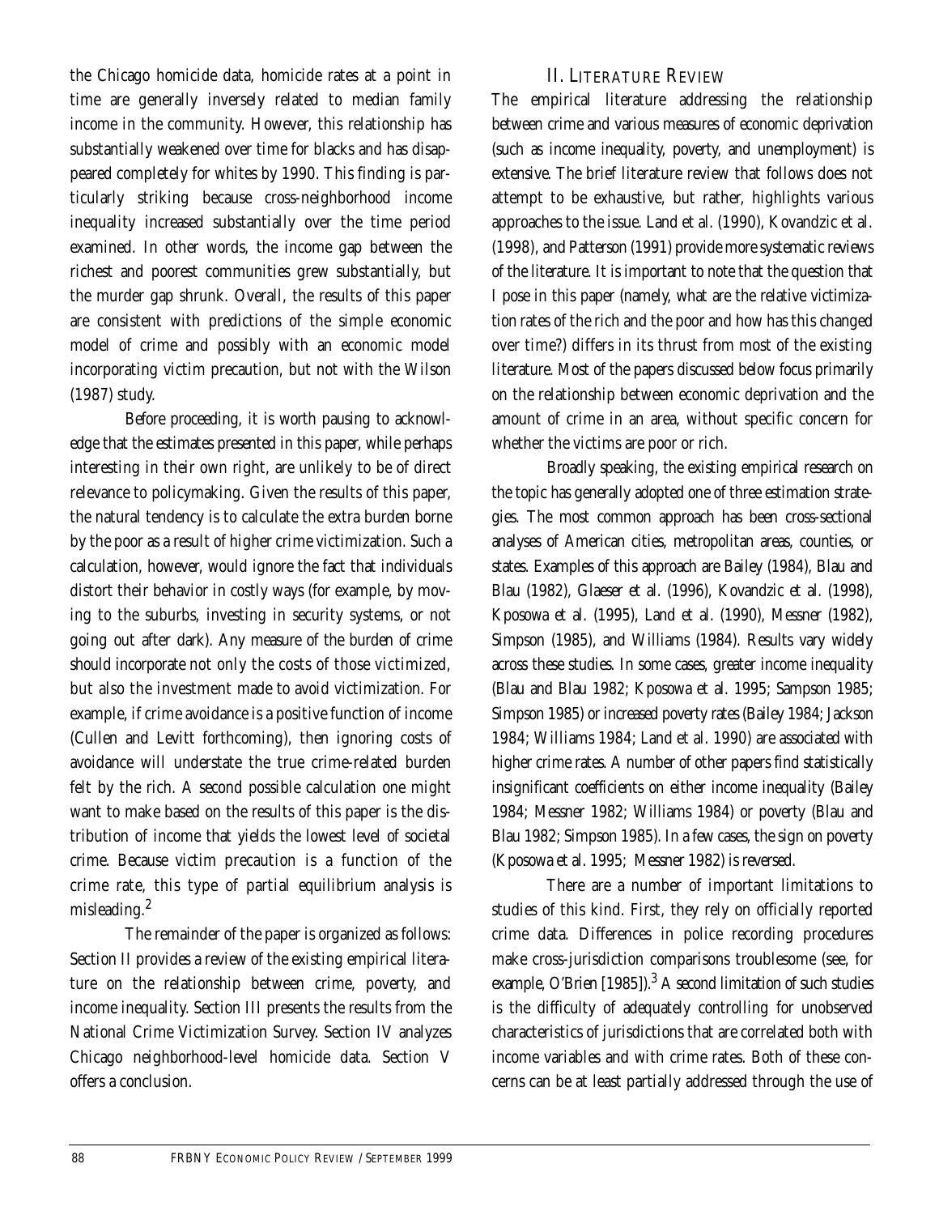the Chicago homicide data, homicide rates at a point in time are generally inversely related to median family income in the community. However, this relationship has substantially weakened over time for blacks and has disappeared completely for whites by 1990. This finding is particularly striking because cross-neighborhood income inequality increased substantially over the time period examined. In other words, the income gap between the richest and poorest communities grew substantially, but the murder gap shrunk. Overall, the results of this paper are consistent with predictions of the simple economic model of crime and possibly with an economic model incorporating victim precaution, but not with the Wilson (1987) study.

Before proceeding, it is worth pausing to acknowledge that the estimates presented in this paper, while perhaps interesting in their own right, are unlikely to be of direct relevance to policymaking. Given the results of this paper, the natural tendency is to calculate the extra burden borne by the poor as a result of higher crime victimization. Such a calculation, however, would ignore the fact that individuals distort their behavior in costly ways (for example, by moving to the suburbs, investing in security systems, or not going out after dark). Any measure of the burden of crime should incorporate not only the costs of those victimized, but also the investment made to avoid victimization. For example, if crime avoidance is a positive function of income (Cullen and Levitt forthcoming), then ignoring costs of avoidance will understate the true crime-related burden felt by the rich. A second possible calculation one might want to make based on the results of this paper is the distribution of income that yields the lowest level of societal crime. Because victim precaution is a function of the crime rate, this type of partial equilibrium analysis is misleading.[2]

The remainder of the paper is organized as follows: Section II provides a review of the existing empirical literature on the relationship between crime, poverty, and income inequality. Section III presents the results from the National Crime Victimization Survey. Section IV analyzes Chicago neighborhood-level homicide data. Section V offers a conclusion.

## II. Literature Review

The empirical literature addressing the relationship between crime and various measures of economic deprivation (such as income inequality, poverty, and unemployment) is extensive. The brief literature review that follows does not attempt to be exhaustive, but rather, highlights various approaches to the issue. Land et al. (1990), Kovandzic et al. (1998), and Patterson (1991) provide more systematic reviews of the literature. It is important to note that the question that I pose in this paper (namely, what are the relative victimization rates of the rich and the poor and how has this changed over time?) differs in its thrust from most of the existing literature. Most of the papers discussed below focus primarily on the relationship between economic deprivation and the amount of crime in an area, without specific concern for whether the victims are poor or rich.

Broadly speaking, the existing empirical research on the topic has generally adopted one of three estimation strategies. The most common approach has been cross-sectional analyses of American cities, metropolitan areas, counties, or states. Examples of this approach are Bailey (1984), Blau and Blau (1982), Glaeser et al. (1996), Kovandzic et al. (1998), Kposowa et al. (1995), Land et al. (1990), Messner (1982), Simpson (1985), and Williams (1984). Results vary widely across these studies. In some cases, greater income inequality (Blau and Blau 1982; Kposowa et al. 1995; Sampson 1985; Simpson 1985) or increased poverty rates (Bailey 1984; Jackson 1984; Williams 1984; Land et al. 1990) are associated with higher crime rates. A number of other papers find statistically insignificant coefficients on either income inequality (Bailey 1984; Messner 1982; Williams 1984) or poverty (Blau and Blau 1982; Simpson 1985). In a few cases, the sign on poverty (Kposowa et al. 1995; Messner 1982) is reversed.

There are a number of important limitations to studies of this kind. First, they rely on officially reported crime data. Differences in police recording procedures make cross-jurisdiction comparisons troublesome (see, for example, O'Brien [1985]).[3] A second limitation of such studies is the difficulty of adequately controlling for unobserved characteristics of jurisdictions that are correlated both with income variables and with crime rates. Both of these concerns can be at least partially addressed through the use of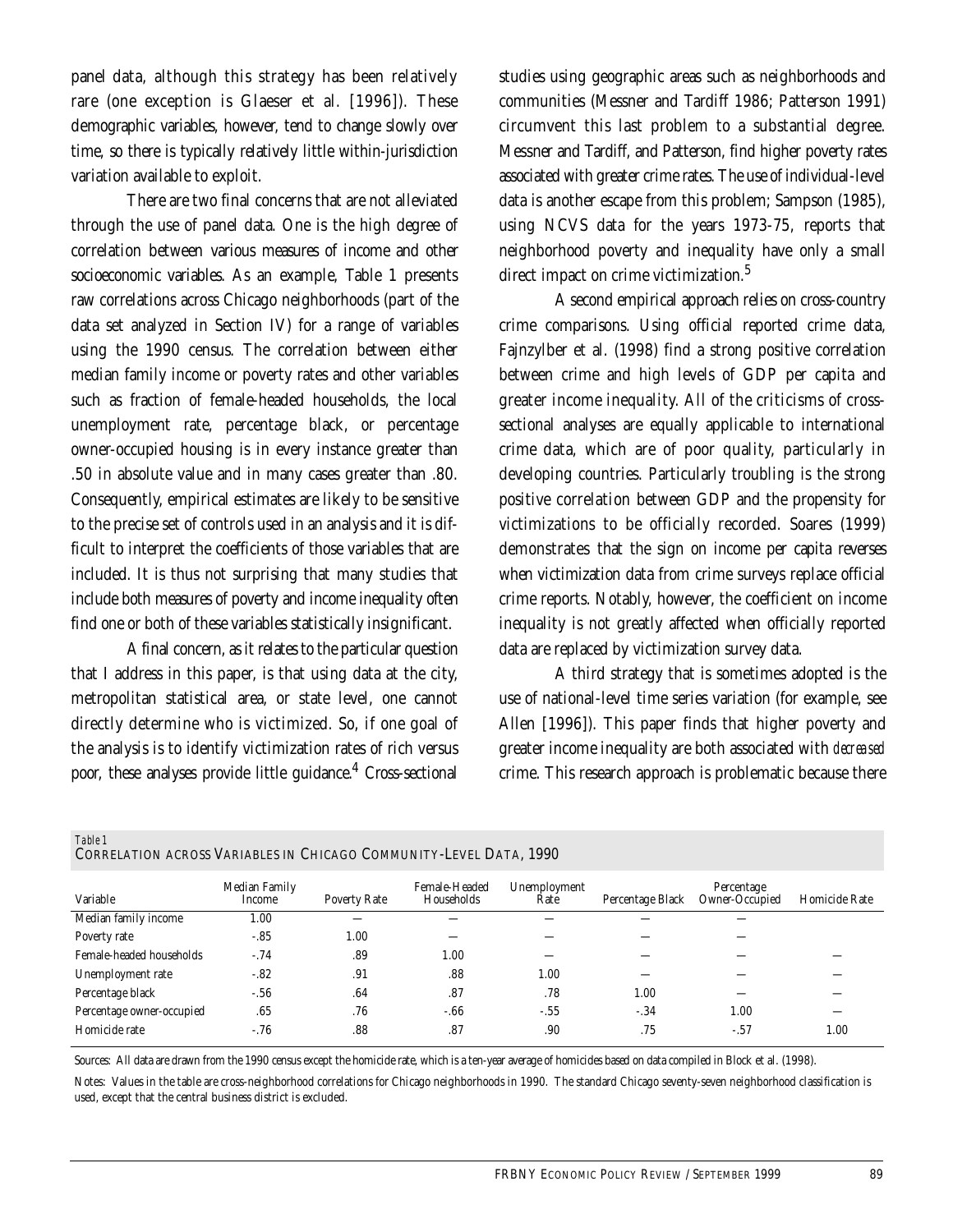panel data, although this strategy has been relatively rare (one exception is Glaeser et al. [1996]). These demographic variables, however, tend to change slowly over time, so there is typically relatively little within-jurisdiction variation available to exploit.

There are two final concerns that are not alleviated through the use of panel data. One is the high degree of correlation between various measures of income and other socioeconomic variables. As an example, Table 1 presents raw correlations across Chicago neighborhoods (part of the data set analyzed in Section IV) for a range of variables using the 1990 census. The correlation between either median family income or poverty rates and other variables such as fraction of female-headed households, the local unemployment rate, percentage black, or percentage owner-occupied housing is in every instance greater than .50 in absolute value and in many cases greater than .80. Consequently, empirical estimates are likely to be sensitive to the precise set of controls used in an analysis and it is difficult to interpret the coefficients of those variables that are included. It is thus not surprising that many studies that include both measures of poverty and income inequality often find one or both of these variables statistically insignificant.

A final concern, as it relates to the particular question that I address in this paper, is that using data at the city, metropolitan statistical area, or state level, one cannot directly determine who is victimized. So, if one goal of the analysis is to identify victimization rates of rich versus poor, these analyses provide little guidance.[4] Cross-sectional studies using geographic areas such as neighborhoods and communities (Messner and Tardiff 1986; Patterson 1991) circumvent this last problem to a substantial degree. Messner and Tardiff, and Patterson, find higher poverty rates associated with greater crime rates. The use of individual-level data is another escape from this problem; Sampson (1985), using NCVS data for the years 1973-75, reports that neighborhood poverty and inequality have only a small direct impact on crime victimization.[5]

A second empirical approach relies on cross-country crime comparisons. Using official reported crime data, Fajnzylber et al. (1998) find a strong positive correlation between crime and high levels of GDP per capita and greater income inequality. All of the criticisms of cross-sectional analyses are equally applicable to international crime data, which are of poor quality, particularly in developing countries. Particularly troubling is the strong positive correlation between GDP and the propensity for victimizations to be officially recorded. Soares (1999) demonstrates that the sign on income per capita reverses when victimization data from crime surveys replace official crime reports. Notably, however, the coefficient on income inequality is not greatly affected when officially reported data are replaced by victimization survey data.

A third strategy that is sometimes adopted is the use of national-level time series variation (for example, see Allen [1996]). This paper finds that higher poverty and greater income inequality are both associated with *decreased* crime. This research approach is problematic because there

*Table 1*

CORRELATION ACROSS VARIABLES IN CHICAGO COMMUNITY-LEVEL DATA, 1990

| Variable | Median Family Income | Poverty Rate | Female-Headed Households | Unemployment Rate | Percentage Black | Percentage Owner-Occupied | Homicide Rate |
|---|---|---|---|---|---|---|---|
| Median family income | 1.00 | — | — | — | — | — | |
| Poverty rate | -.85 | 1.00 | — | — | — | — | |
| Female-headed households | -.74 | .89 | 1.00 | — | — | — | — |
| Unemployment rate | -.82 | .91 | .88 | 1.00 | — | — | — |
| Percentage black | -.56 | .64 | .87 | .78 | 1.00 | — | — |
| Percentage owner-occupied | .65 | .76 | -.66 | -.55 | -.34 | 1.00 | — |
| Homicide rate | -.76 | .88 | .87 | .90 | .75 | -.57 | 1.00 |

Sources: All data are drawn from the 1990 census except the homicide rate, which is a ten-year average of homicides based on data compiled in Block et al. (1998).

Notes: Values in the table are cross-neighborhood correlations for Chicago neighborhoods in 1990. The standard Chicago seventy-seven neighborhood classification is used, except that the central business district is excluded.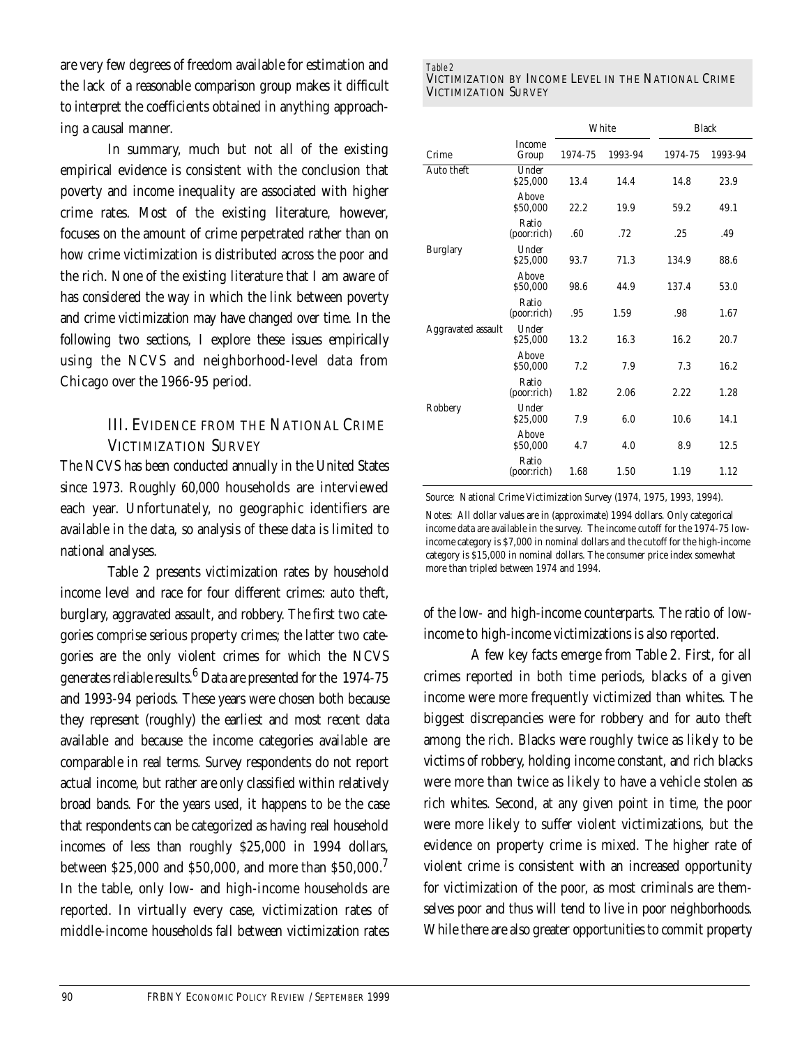are very few degrees of freedom available for estimation and the lack of a reasonable comparison group makes it difficult to interpret the coefficients obtained in anything approaching a causal manner.

In summary, much but not all of the existing empirical evidence is consistent with the conclusion that poverty and income inequality are associated with higher crime rates. Most of the existing literature, however, focuses on the amount of crime perpetrated rather than on how crime victimization is distributed across the poor and the rich. None of the existing literature that I am aware of has considered the way in which the link between poverty and crime victimization may have changed over time. In the following two sections, I explore these issues empirically using the NCVS and neighborhood-level data from Chicago over the 1966-95 period.

## III. Evidence from the National Crime Victimization Survey

The NCVS has been conducted annually in the United States since 1973. Roughly 60,000 households are interviewed each year. Unfortunately, no geographic identifiers are available in the data, so analysis of these data is limited to national analyses.

Table 2 presents victimization rates by household income level and race for four different crimes: auto theft, burglary, aggravated assault, and robbery. The first two categories comprise serious property crimes; the latter two categories are the only violent crimes for which the NCVS generates reliable results.[6] Data are presented for the 1974-75 and 1993-94 periods. These years were chosen both because they represent (roughly) the earliest and most recent data available and because the income categories available are comparable in real terms. Survey respondents do not report actual income, but rather are only classified within relatively broad bands. For the years used, it happens to be the case that respondents can be categorized as having real household incomes of less than roughly \$25,000 in 1994 dollars, between \$25,000 and \$50,000, and more than \$50,000.[7] In the table, only low- and high-income households are reported. In virtually every case, victimization rates of middle-income households fall between victimization rates of the low- and high-income counterparts. The ratio of low-income to high-income victimizations is also reported.

*Table 2*
Victimization by Income Level in the National Crime Victimization Survey

| Crime | Income Group | White 1974-75 | White 1993-94 | Black 1974-75 | Black 1993-94 |
|---|---|---|---|---|---|
| Auto theft | Under \$25,000 | 13.4 | 14.4 | 14.8 | 23.9 |
| | Above \$50,000 | 22.2 | 19.9 | 59.2 | 49.1 |
| | Ratio (poor:rich) | .60 | .72 | .25 | .49 |
| Burglary | Under \$25,000 | 93.7 | 71.3 | 134.9 | 88.6 |
| | Above \$50,000 | 98.6 | 44.9 | 137.4 | 53.0 |
| | Ratio (poor:rich) | .95 | 1.59 | .98 | 1.67 |
| Aggravated assault | Under \$25,000 | 13.2 | 16.3 | 16.2 | 20.7 |
| | Above \$50,000 | 7.2 | 7.9 | 7.3 | 16.2 |
| | Ratio (poor:rich) | 1.82 | 2.06 | 2.22 | 1.28 |
| Robbery | Under \$25,000 | 7.9 | 6.0 | 10.6 | 14.1 |
| | Above \$50,000 | 4.7 | 4.0 | 8.9 | 12.5 |
| | Ratio (poor:rich) | 1.68 | 1.50 | 1.19 | 1.12 |

Source: National Crime Victimization Survey (1974, 1975, 1993, 1994).

Notes: All dollar values are in (approximate) 1994 dollars. Only categorical income data are available in the survey. The income cutoff for the 1974-75 low-income category is \$7,000 in nominal dollars and the cutoff for the high-income category is \$15,000 in nominal dollars. The consumer price index somewhat more than tripled between 1974 and 1994.

A few key facts emerge from Table 2. First, for all crimes reported in both time periods, blacks of a given income were more frequently victimized than whites. The biggest discrepancies were for robbery and for auto theft among the rich. Blacks were roughly twice as likely to be victims of robbery, holding income constant, and rich blacks were more than twice as likely to have a vehicle stolen as rich whites. Second, at any given point in time, the poor were more likely to suffer violent victimizations, but the evidence on property crime is mixed. The higher rate of violent crime is consistent with an increased opportunity for victimization of the poor, as most criminals are themselves poor and thus will tend to live in poor neighborhoods. While there are also greater opportunities to commit property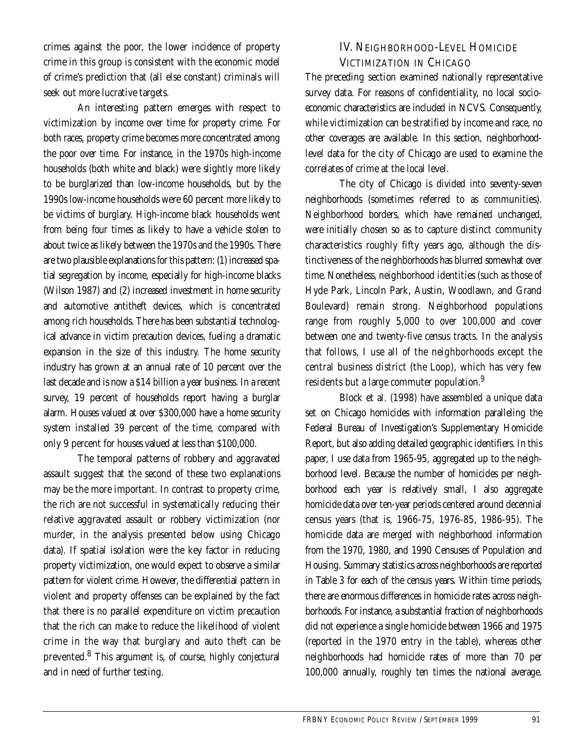crimes against the poor, the lower incidence of property crime in this group is consistent with the economic model of crime's prediction that (all else constant) criminals will seek out more lucrative targets.

An interesting pattern emerges with respect to victimization by income over time for property crime. For both races, property crime becomes more concentrated among the poor over time. For instance, in the 1970s high-income households (both white and black) were slightly more likely to be burglarized than low-income households, but by the 1990s low-income households were 60 percent more likely to be victims of burglary. High-income black households went from being four times as likely to have a vehicle stolen to about twice as likely between the 1970s and the 1990s. There are two plausible explanations for this pattern: (1) increased spatial segregation by income, especially for high-income blacks (Wilson 1987) and (2) increased investment in home security and automotive antitheft devices, which is concentrated among rich households. There has been substantial technological advance in victim precaution devices, fueling a dramatic expansion in the size of this industry. The home security industry has grown at an annual rate of 10 percent over the last decade and is now a $14 billion a year business. In a recent survey, 19 percent of households report having a burglar alarm. Houses valued at over $300,000 have a home security system installed 39 percent of the time, compared with only 9 percent for houses valued at less than $100,000.

The temporal patterns of robbery and aggravated assault suggest that the second of these two explanations may be the more important. In contrast to property crime, the rich are not successful in systematically reducing their relative aggravated assault or robbery victimization (nor murder, in the analysis presented below using Chicago data). If spatial isolation were the key factor in reducing property victimization, one would expect to observe a similar pattern for violent crime. However, the differential pattern in violent and property offenses can be explained by the fact that there is no parallel expenditure on victim precaution that the rich can make to reduce the likelihood of violent crime in the way that burglary and auto theft can be prevented.[8] This argument is, of course, highly conjectural and in need of further testing.

## IV. Neighborhood-Level Homicide Victimization in Chicago

The preceding section examined nationally representative survey data. For reasons of confidentiality, no local socioeconomic characteristics are included in NCVS. Consequently, while victimization can be stratified by income and race, no other coverages are available. In this section, neighborhood-level data for the city of Chicago are used to examine the correlates of crime at the local level.

The city of Chicago is divided into seventy-seven neighborhoods (sometimes referred to as communities). Neighborhood borders, which have remained unchanged, were initially chosen so as to capture distinct community characteristics roughly fifty years ago, although the distinctiveness of the neighborhoods has blurred somewhat over time. Nonetheless, neighborhood identities (such as those of Hyde Park, Lincoln Park, Austin, Woodlawn, and Grand Boulevard) remain strong. Neighborhood populations range from roughly 5,000 to over 100,000 and cover between one and twenty-five census tracts. In the analysis that follows, I use all of the neighborhoods except the central business district (the Loop), which has very few residents but a large commuter population.[9]

Block et al. (1998) have assembled a unique data set on Chicago homicides with information paralleling the Federal Bureau of Investigation's Supplementary Homicide Report, but also adding detailed geographic identifiers. In this paper, I use data from 1965-95, aggregated up to the neighborhood level. Because the number of homicides per neighborhood each year is relatively small, I also aggregate homicide data over ten-year periods centered around decennial census years (that is, 1966-75, 1976-85, 1986-95). The homicide data are merged with neighborhood information from the 1970, 1980, and 1990 Censuses of Population and Housing. Summary statistics across neighborhoods are reported in Table 3 for each of the census years. Within time periods, there are enormous differences in homicide rates across neighborhoods. For instance, a substantial fraction of neighborhoods did not experience a single homicide between 1966 and 1975 (reported in the 1970 entry in the table), whereas other neighborhoods had homicide rates of more than 70 per 100,000 annually, roughly ten times the national average.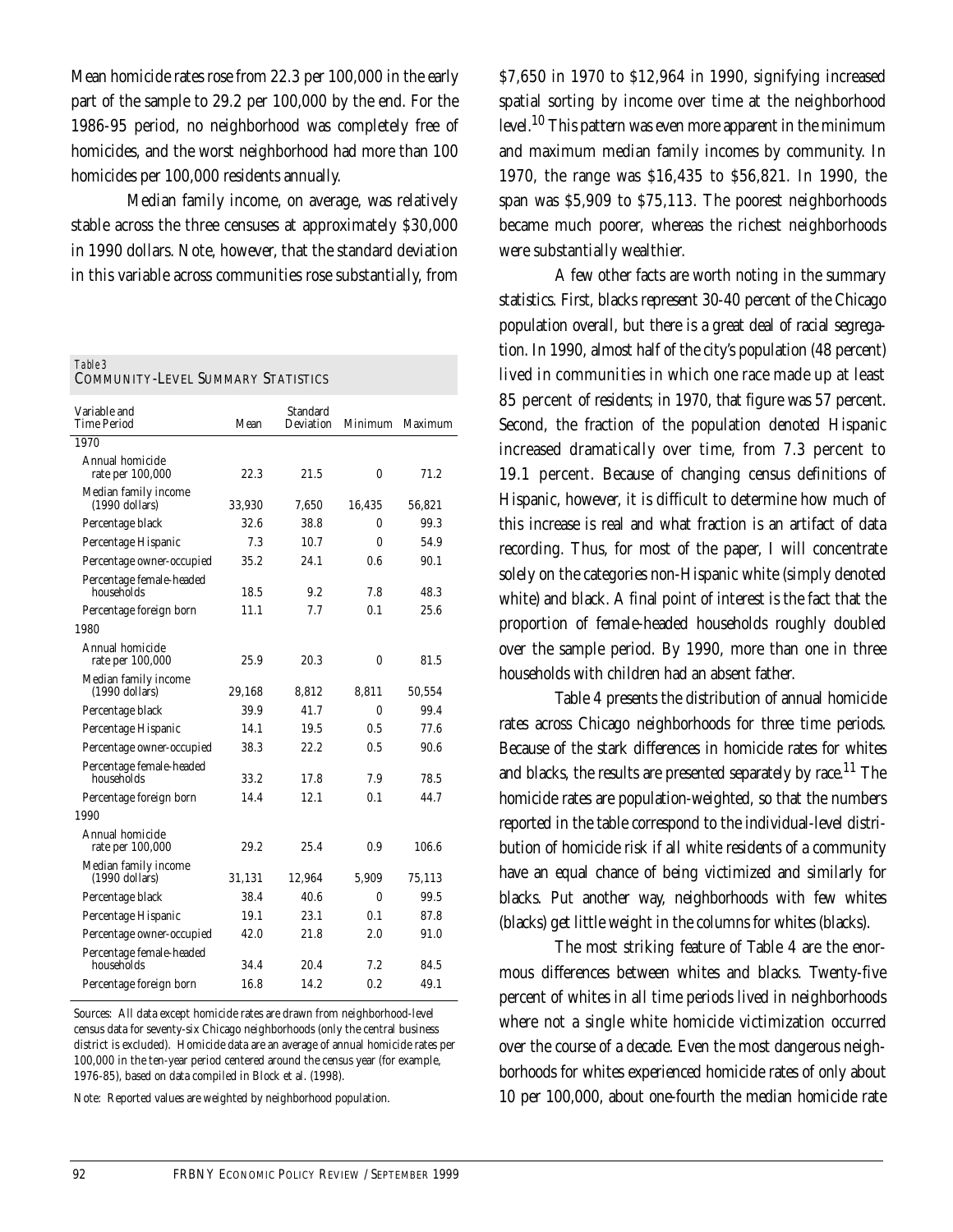Mean homicide rates rose from 22.3 per 100,000 in the early part of the sample to 29.2 per 100,000 by the end. For the 1986-95 period, no neighborhood was completely free of homicides, and the worst neighborhood had more than 100 homicides per 100,000 residents annually.

Median family income, on average, was relatively stable across the three censuses at approximately $30,000 in 1990 dollars. Note, however, that the standard deviation in this variable across communities rose substantially, from $7,650 in 1970 to $12,964 in 1990, signifying increased spatial sorting by income over time at the neighborhood level.[10] This pattern was even more apparent in the minimum and maximum median family incomes by community. In 1970, the range was $16,435 to $56,821. In 1990, the span was $5,909 to $75,113. The poorest neighborhoods became much poorer, whereas the richest neighborhoods were substantially wealthier.

*Table 3*

COMMUNITY-LEVEL SUMMARY STATISTICS

| Variable and Time Period | Mean | Standard Deviation | Minimum | Maximum |
|---|---|---|---|---|
| **1970** | | | | |
| Annual homicide rate per 100,000 | 22.3 | 21.5 | 0 | 71.2 |
| Median family income (1990 dollars) | 33,930 | 7,650 | 16,435 | 56,821 |
| Percentage black | 32.6 | 38.8 | 0 | 99.3 |
| Percentage Hispanic | 7.3 | 10.7 | 0 | 54.9 |
| Percentage owner-occupied | 35.2 | 24.1 | 0.6 | 90.1 |
| Percentage female-headed households | 18.5 | 9.2 | 7.8 | 48.3 |
| Percentage foreign born | 11.1 | 7.7 | 0.1 | 25.6 |
| **1980** | | | | |
| Annual homicide rate per 100,000 | 25.9 | 20.3 | 0 | 81.5 |
| Median family income (1990 dollars) | 29,168 | 8,812 | 8,811 | 50,554 |
| Percentage black | 39.9 | 41.7 | 0 | 99.4 |
| Percentage Hispanic | 14.1 | 19.5 | 0.5 | 77.6 |
| Percentage owner-occupied | 38.3 | 22.2 | 0.5 | 90.6 |
| Percentage female-headed households | 33.2 | 17.8 | 7.9 | 78.5 |
| Percentage foreign born | 14.4 | 12.1 | 0.1 | 44.7 |
| **1990** | | | | |
| Annual homicide rate per 100,000 | 29.2 | 25.4 | 0.9 | 106.6 |
| Median family income (1990 dollars) | 31,131 | 12,964 | 5,909 | 75,113 |
| Percentage black | 38.4 | 40.6 | 0 | 99.5 |
| Percentage Hispanic | 19.1 | 23.1 | 0.1 | 87.8 |
| Percentage owner-occupied | 42.0 | 21.8 | 2.0 | 91.0 |
| Percentage female-headed households | 34.4 | 20.4 | 7.2 | 84.5 |
| Percentage foreign born | 16.8 | 14.2 | 0.2 | 49.1 |

Sources: All data except homicide rates are drawn from neighborhood-level census data for seventy-six Chicago neighborhoods (only the central business district is excluded). Homicide data are an average of annual homicide rates per 100,000 in the ten-year period centered around the census year (for example, 1976-85), based on data compiled in Block et al. (1998).

Note: Reported values are weighted by neighborhood population.

A few other facts are worth noting in the summary statistics. First, blacks represent 30-40 percent of the Chicago population overall, but there is a great deal of racial segregation. In 1990, almost half of the city's population (48 percent) lived in communities in which one race made up at least 85 percent of residents; in 1970, that figure was 57 percent. Second, the fraction of the population denoted Hispanic increased dramatically over time, from 7.3 percent to 19.1 percent. Because of changing census definitions of Hispanic, however, it is difficult to determine how much of this increase is real and what fraction is an artifact of data recording. Thus, for most of the paper, I will concentrate solely on the categories non-Hispanic white (simply denoted white) and black. A final point of interest is the fact that the proportion of female-headed households roughly doubled over the sample period. By 1990, more than one in three households with children had an absent father.

Table 4 presents the distribution of annual homicide rates across Chicago neighborhoods for three time periods. Because of the stark differences in homicide rates for whites and blacks, the results are presented separately by race.[11] The homicide rates are population-weighted, so that the numbers reported in the table correspond to the individual-level distribution of homicide risk if all white residents of a community have an equal chance of being victimized and similarly for blacks. Put another way, neighborhoods with few whites (blacks) get little weight in the columns for whites (blacks).

The most striking feature of Table 4 are the enormous differences between whites and blacks. Twenty-five percent of whites in all time periods lived in neighborhoods where not a single white homicide victimization occurred over the course of a decade. Even the most dangerous neighborhoods for whites experienced homicide rates of only about 10 per 100,000, about one-fourth the median homicide rate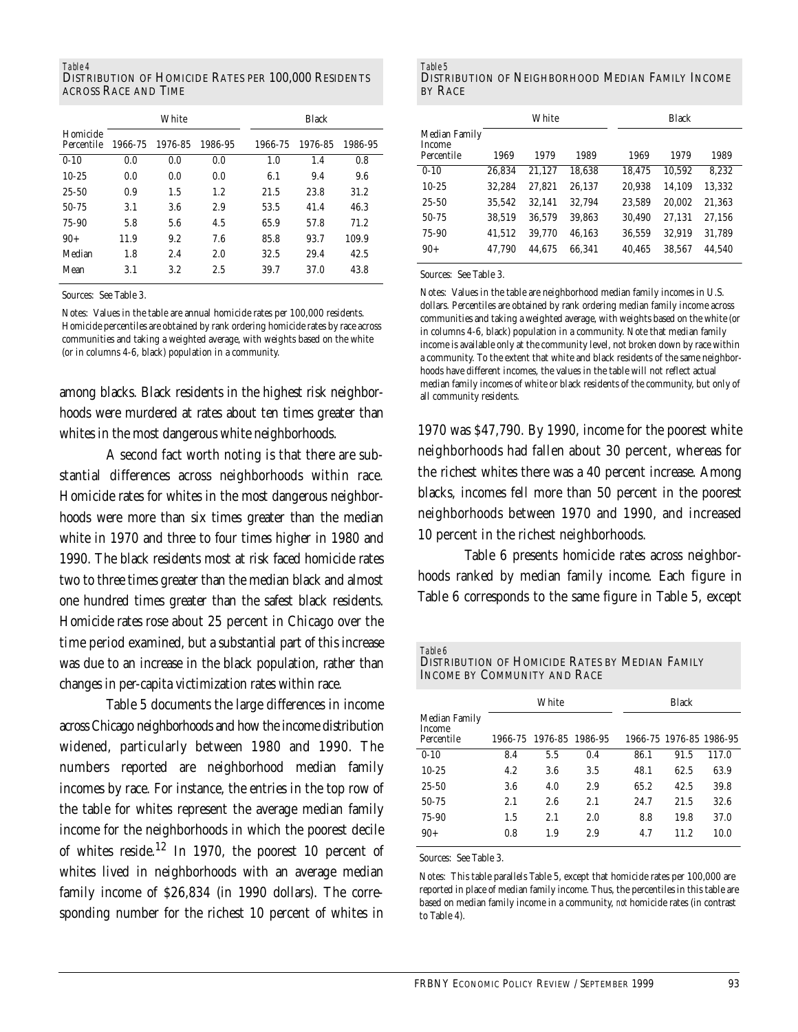*Table 4*
DISTRIBUTION OF HOMICIDE RATES PER 100,000 RESIDENTS ACROSS RACE AND TIME

| Homicide Percentile | White | | | Black | | |
|---|---|---|---|---|---|---|
| | 1966-75 | 1976-85 | 1986-95 | 1966-75 | 1976-85 | 1986-95 |
| 0-10 | 0.0 | 0.0 | 0.0 | 1.0 | 1.4 | 0.8 |
| 10-25 | 0.0 | 0.0 | 0.0 | 6.1 | 9.4 | 9.6 |
| 25-50 | 0.9 | 1.5 | 1.2 | 21.5 | 23.8 | 31.2 |
| 50-75 | 3.1 | 3.6 | 2.9 | 53.5 | 41.4 | 46.3 |
| 75-90 | 5.8 | 5.6 | 4.5 | 65.9 | 57.8 | 71.2 |
| 90+ | 11.9 | 9.2 | 7.6 | 85.8 | 93.7 | 109.9 |
| Median | 1.8 | 2.4 | 2.0 | 32.5 | 29.4 | 42.5 |
| Mean | 3.1 | 3.2 | 2.5 | 39.7 | 37.0 | 43.8 |

Sources: See Table 3.

Notes: Values in the table are annual homicide rates per 100,000 residents. Homicide percentiles are obtained by rank ordering homicide rates by race across communities and taking a weighted average, with weights based on the white (or in columns 4-6, black) population in a community.

among blacks. Black residents in the highest risk neighborhoods were murdered at rates about ten times greater than whites in the most dangerous white neighborhoods.

A second fact worth noting is that there are substantial differences across neighborhoods within race. Homicide rates for whites in the most dangerous neighborhoods were more than six times greater than the median white in 1970 and three to four times higher in 1980 and 1990. The black residents most at risk faced homicide rates two to three times greater than the median black and almost one hundred times greater than the safest black residents. Homicide rates rose about 25 percent in Chicago over the time period examined, but a substantial part of this increase was due to an increase in the black population, rather than changes in per-capita victimization rates within race.

Table 5 documents the large differences in income across Chicago neighborhoods and how the income distribution widened, particularly between 1980 and 1990. The numbers reported are neighborhood median family incomes by race. For instance, the entries in the top row of the table for whites represent the average median family income for the neighborhoods in which the poorest decile of whites reside.[12] In 1970, the poorest 10 percent of whites lived in neighborhoods with an average median family income of $26,834 (in 1990 dollars). The corresponding number for the richest 10 percent of whites in 1970 was $47,790. By 1990, income for the poorest white neighborhoods had fallen about 30 percent, whereas for the richest whites there was a 40 percent increase. Among blacks, incomes fell more than 50 percent in the poorest neighborhoods between 1970 and 1990, and increased 10 percent in the richest neighborhoods.

*Table 5*
DISTRIBUTION OF NEIGHBORHOOD MEDIAN FAMILY INCOME BY RACE

| Median Family Income Percentile | White | | | Black | | |
|---|---|---|---|---|---|---|
| | 1969 | 1979 | 1989 | 1969 | 1979 | 1989 |
| 0-10 | 26,834 | 21,127 | 18,638 | 18,475 | 10,592 | 8,232 |
| 10-25 | 32,284 | 27,821 | 26,137 | 20,938 | 14,109 | 13,332 |
| 25-50 | 35,542 | 32,141 | 32,794 | 23,589 | 20,002 | 21,363 |
| 50-75 | 38,519 | 36,579 | 39,863 | 30,490 | 27,131 | 27,156 |
| 75-90 | 41,512 | 39,770 | 46,163 | 36,559 | 32,919 | 31,789 |
| 90+ | 47,790 | 44,675 | 66,341 | 40,465 | 38,567 | 44,540 |

Sources: See Table 3.

Notes: Values in the table are neighborhood median family incomes in U.S. dollars. Percentiles are obtained by rank ordering median family income across communities and taking a weighted average, with weights based on the white (or in columns 4-6, black) population in a community. Note that median family income is available only at the community level, not broken down by race within a community. To the extent that white and black residents of the same neighborhoods have different incomes, the values in the table will not reflect actual median family incomes of white or black residents of the community, but only of all community residents.

Table 6 presents homicide rates across neighborhoods ranked by median family income. Each figure in Table 6 corresponds to the same figure in Table 5, except

*Table 6*
DISTRIBUTION OF HOMICIDE RATES BY MEDIAN FAMILY INCOME BY COMMUNITY AND RACE

| Median Family Income Percentile | White | | | Black | | |
|---|---|---|---|---|---|---|
| | 1966-75 | 1976-85 | 1986-95 | 1966-75 | 1976-85 | 1986-95 |
| 0-10 | 8.4 | 5.5 | 0.4 | 86.1 | 91.5 | 117.0 |
| 10-25 | 4.2 | 3.6 | 3.5 | 48.1 | 62.5 | 63.9 |
| 25-50 | 3.6 | 4.0 | 2.9 | 65.2 | 42.5 | 39.8 |
| 50-75 | 2.1 | 2.6 | 2.1 | 24.7 | 21.5 | 32.6 |
| 75-90 | 1.5 | 2.1 | 2.0 | 8.8 | 19.8 | 37.0 |
| 90+ | 0.8 | 1.9 | 2.9 | 4.7 | 11.2 | 10.0 |

Sources: See Table 3.

Notes: This table parallels Table 5, except that homicide rates per 100,000 are reported in place of median family income. Thus, the percentiles in this table are based on median family income in a community, *not* homicide rates (in contrast to Table 4).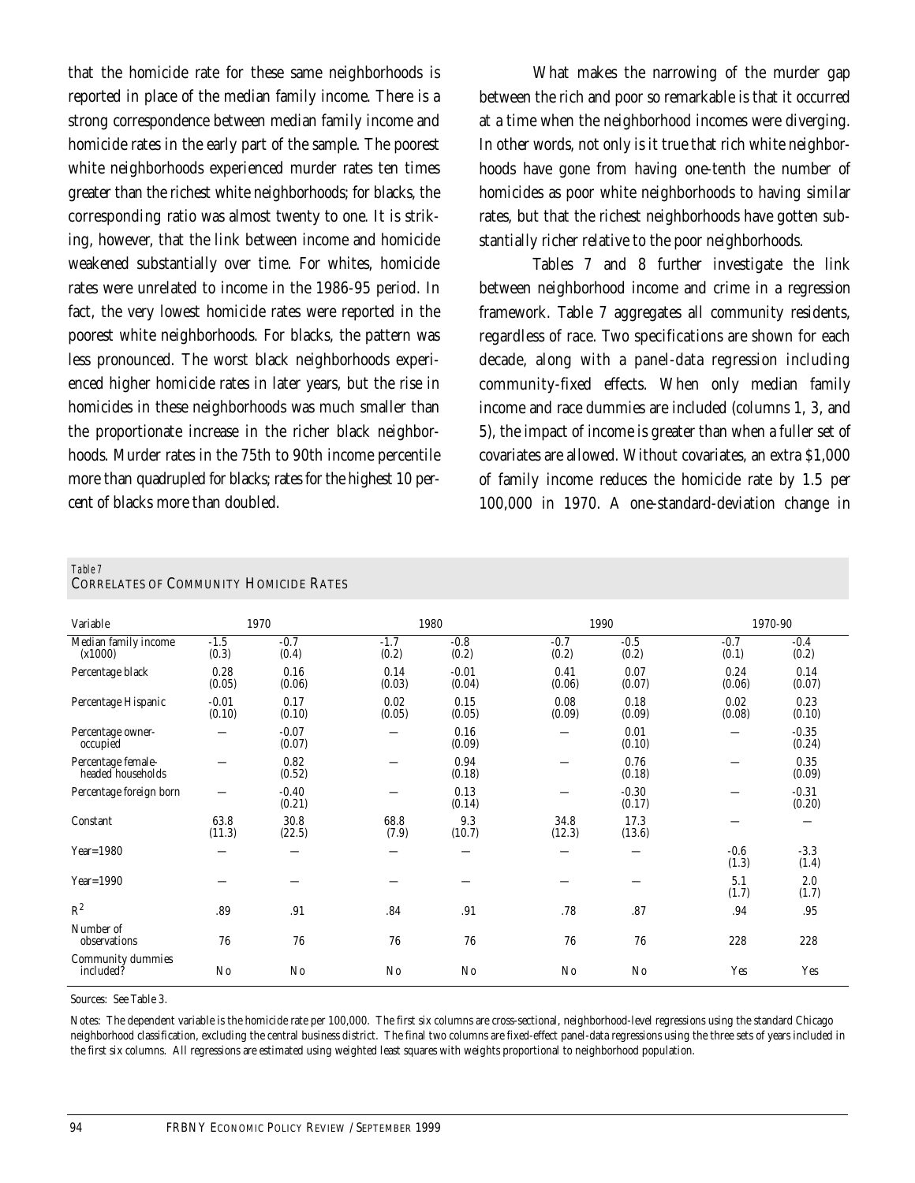that the homicide rate for these same neighborhoods is reported in place of the median family income. There is a strong correspondence between median family income and homicide rates in the early part of the sample. The poorest white neighborhoods experienced murder rates ten times greater than the richest white neighborhoods; for blacks, the corresponding ratio was almost twenty to one. It is striking, however, that the link between income and homicide weakened substantially over time. For whites, homicide rates were unrelated to income in the 1986-95 period. In fact, the very lowest homicide rates were reported in the poorest white neighborhoods. For blacks, the pattern was less pronounced. The worst black neighborhoods experienced higher homicide rates in later years, but the rise in homicides in these neighborhoods was much smaller than the proportionate increase in the richer black neighborhoods. Murder rates in the 75th to 90th income percentile more than quadrupled for blacks; rates for the highest 10 percent of blacks more than doubled.

What makes the narrowing of the murder gap between the rich and poor so remarkable is that it occurred at a time when the neighborhood incomes were diverging. In other words, not only is it true that rich white neighborhoods have gone from having one-tenth the number of homicides as poor white neighborhoods to having similar rates, but that the richest neighborhoods have gotten substantially richer relative to the poor neighborhoods.

Tables 7 and 8 further investigate the link between neighborhood income and crime in a regression framework. Table 7 aggregates all community residents, regardless of race. Two specifications are shown for each decade, along with a panel-data regression including community-fixed effects. When only median family income and race dummies are included (columns 1, 3, and 5), the impact of income is greater than when a fuller set of covariates are allowed. Without covariates, an extra $1,000 of family income reduces the homicide rate by 1.5 per 100,000 in 1970. A one-standard-deviation change in

*Table 7*
CORRELATES OF COMMUNITY HOMICIDE RATES

| Variable | 1970 | | 1980 | | 1990 | | 1970-90 | |
|---|---|---|---|---|---|---|---|---|
| Median family income (x1000) | -1.5 (0.3) | -0.7 (0.4) | -1.7 (0.2) | -0.8 (0.2) | -0.7 (0.2) | -0.5 (0.2) | -0.7 (0.1) | -0.4 (0.2) |
| Percentage black | 0.28 (0.05) | 0.16 (0.06) | 0.14 (0.03) | -0.01 (0.04) | 0.41 (0.06) | 0.07 (0.07) | 0.24 (0.06) | 0.14 (0.07) |
| Percentage Hispanic | -0.01 (0.10) | 0.17 (0.10) | 0.02 (0.05) | 0.15 (0.05) | 0.08 (0.09) | 0.18 (0.09) | 0.02 (0.08) | 0.23 (0.10) |
| Percentage owner-occupied | — | -0.07 (0.07) | — | 0.16 (0.09) | — | 0.01 (0.10) | — | -0.35 (0.24) |
| Percentage female-headed households | — | 0.82 (0.52) | — | 0.94 (0.18) | — | 0.76 (0.18) | — | 0.35 (0.09) |
| Percentage foreign born | — | -0.40 (0.21) | — | 0.13 (0.14) | — | -0.30 (0.17) | — | -0.31 (0.20) |
| Constant | 63.8 (11.3) | 30.8 (22.5) | 68.8 (7.9) | 9.3 (10.7) | 34.8 (12.3) | 17.3 (13.6) | — | — |
| Year=1980 | — | — | — | — | — | — | -0.6 (1.3) | -3.3 (1.4) |
| Year=1990 | — | — | — | — | — | — | 5.1 (1.7) | 2.0 (1.7) |
| $R^2$ | .89 | .91 | .84 | .91 | .78 | .87 | .94 | .95 |
| Number of observations | 76 | 76 | 76 | 76 | 76 | 76 | 228 | 228 |
| Community dummies included? | No | No | No | No | No | No | Yes | Yes |

Sources: See Table 3.

Notes: The dependent variable is the homicide rate per 100,000. The first six columns are cross-sectional, neighborhood-level regressions using the standard Chicago neighborhood classification, excluding the central business district. The final two columns are fixed-effect panel-data regressions using the three sets of years included in the first six columns. All regressions are estimated using weighted least squares with weights proportional to neighborhood population.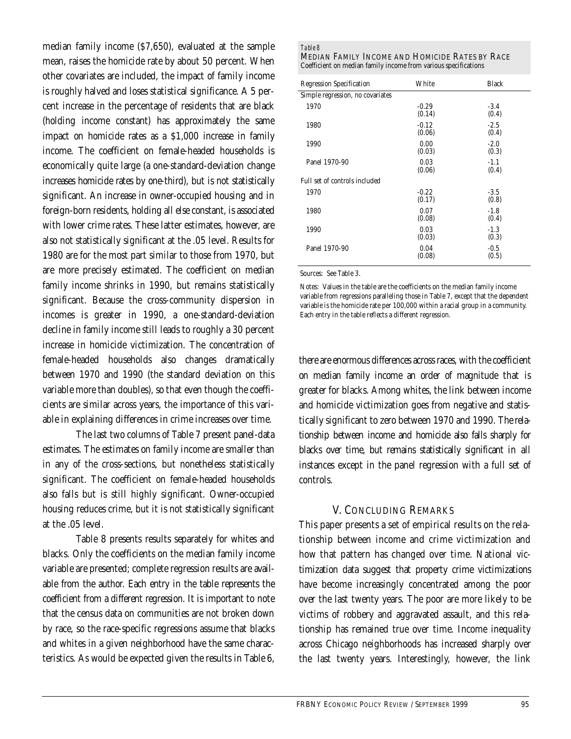median family income ($7,650), evaluated at the sample mean, raises the homicide rate by about 50 percent. When other covariates are included, the impact of family income is roughly halved and loses statistical significance. A 5 percent increase in the percentage of residents that are black (holding income constant) has approximately the same impact on homicide rates as a $1,000 increase in family income. The coefficient on female-headed households is economically quite large (a one-standard-deviation change increases homicide rates by one-third), but is not statistically significant. An increase in owner-occupied housing and in foreign-born residents, holding all else constant, is associated with lower crime rates. These latter estimates, however, are also not statistically significant at the .05 level. Results for 1980 are for the most part similar to those from 1970, but are more precisely estimated. The coefficient on median family income shrinks in 1990, but remains statistically significant. Because the cross-community dispersion in incomes is greater in 1990, a one-standard-deviation decline in family income still leads to roughly a 30 percent increase in homicide victimization. The concentration of female-headed households also changes dramatically between 1970 and 1990 (the standard deviation on this variable more than doubles), so that even though the coefficients are similar across years, the importance of this variable in explaining differences in crime increases over time.

The last two columns of Table 7 present panel-data estimates. The estimates on family income are smaller than in any of the cross-sections, but nonetheless statistically significant. The coefficient on female-headed households also falls but is still highly significant. Owner-occupied housing reduces crime, but it is not statistically significant at the .05 level.

Table 8 presents results separately for whites and blacks. Only the coefficients on the median family income variable are presented; complete regression results are available from the author. Each entry in the table represents the coefficient from a different regression. It is important to note that the census data on communities are not broken down by race, so the race-specific regressions assume that blacks and whites in a given neighborhood have the same characteristics. As would be expected given the results in Table 6, there are enormous differences across races, with the coefficient on median family income an order of magnitude that is greater for blacks. Among whites, the link between income and homicide victimization goes from negative and statistically significant to zero between 1970 and 1990. The relationship between income and homicide also falls sharply for blacks over time, but remains statistically significant in all instances except in the panel regression with a full set of controls.

*Table 8*

MEDIAN FAMILY INCOME AND HOMICIDE RATES BY RACE

Coefficient on median family income from various specifications

| Regression Specification | White | Black |
|---|---|---|
| Simple regression, no covariates | | |
| 1970 | -0.29<br>(0.14) | -3.4<br>(0.4) |
| 1980 | -0.12<br>(0.06) | -2.5<br>(0.4) |
| 1990 | 0.00<br>(0.03) | -2.0<br>(0.3) |
| Panel 1970-90 | 0.03<br>(0.06) | -1.1<br>(0.4) |
| Full set of controls included | | |
| 1970 | -0.22<br>(0.17) | -3.5<br>(0.8) |
| 1980 | 0.07<br>(0.08) | -1.8<br>(0.4) |
| 1990 | 0.03<br>(0.03) | -1.3<br>(0.3) |
| Panel 1970-90 | 0.04<br>(0.08) | -0.5<br>(0.5) |

Sources: See Table 3.

Notes: Values in the table are the coefficients on the median family income variable from regressions paralleling those in Table 7, except that the dependent variable is the homicide rate per 100,000 within a racial group in a community. Each entry in the table reflects a different regression.

## V. CONCLUDING REMARKS

This paper presents a set of empirical results on the relationship between income and crime victimization and how that pattern has changed over time. National victimization data suggest that property crime victimizations have become increasingly concentrated among the poor over the last twenty years. The poor are more likely to be victims of robbery and aggravated assault, and this relationship has remained true over time. Income inequality across Chicago neighborhoods has increased sharply over the last twenty years. Interestingly, however, the link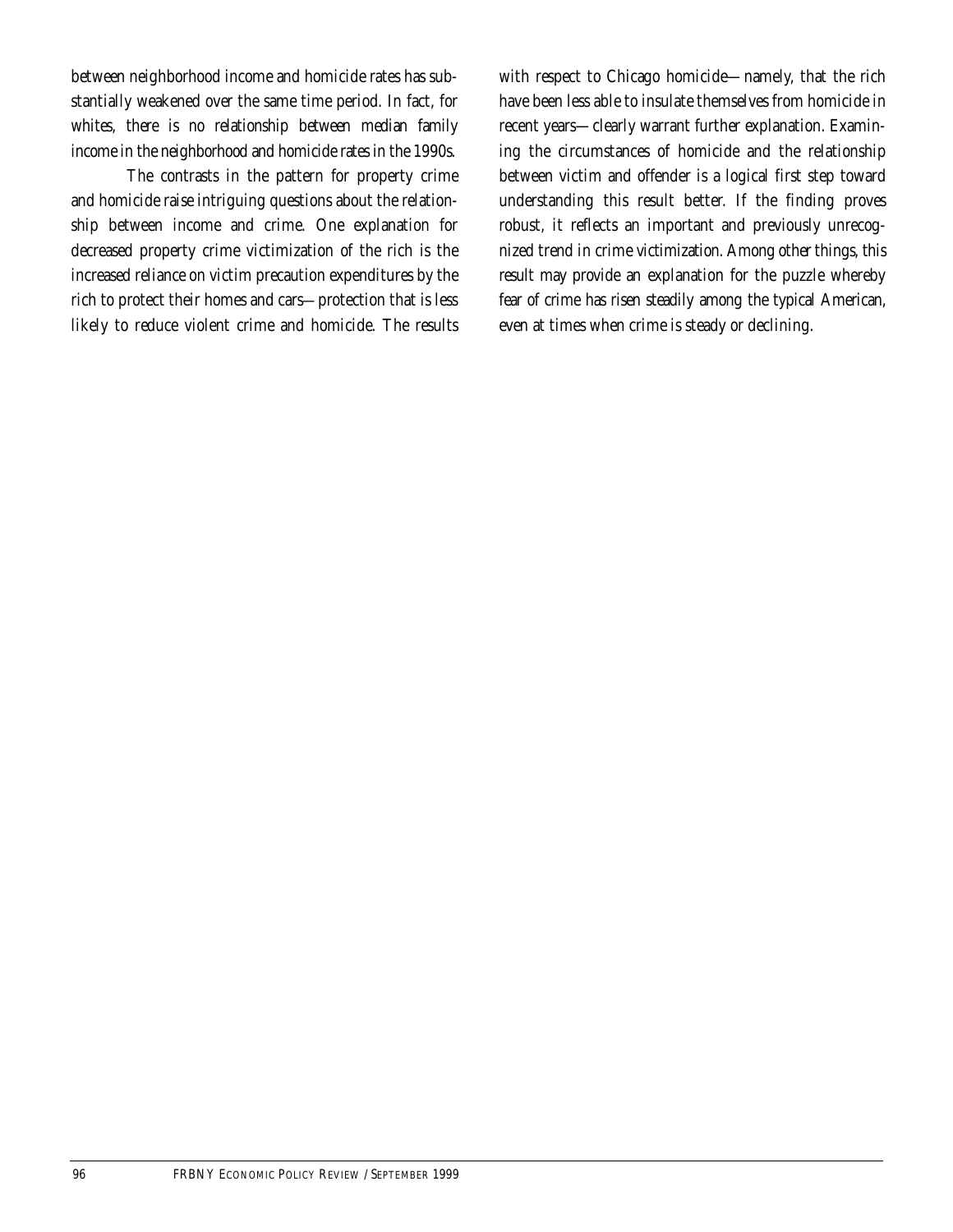between neighborhood income and homicide rates has substantially weakened over the same time period. In fact, for whites, there is no relationship between median family income in the neighborhood and homicide rates in the 1990s.

The contrasts in the pattern for property crime and homicide raise intriguing questions about the relationship between income and crime. One explanation for decreased property crime victimization of the rich is the increased reliance on victim precaution expenditures by the rich to protect their homes and cars—protection that is less likely to reduce violent crime and homicide. The results with respect to Chicago homicide—namely, that the rich have been less able to insulate themselves from homicide in recent years—clearly warrant further explanation. Examining the circumstances of homicide and the relationship between victim and offender is a logical first step toward understanding this result better. If the finding proves robust, it reflects an important and previously unrecognized trend in crime victimization. Among other things, this result may provide an explanation for the puzzle whereby fear of crime has risen steadily among the typical American, even at times when crime is steady or declining.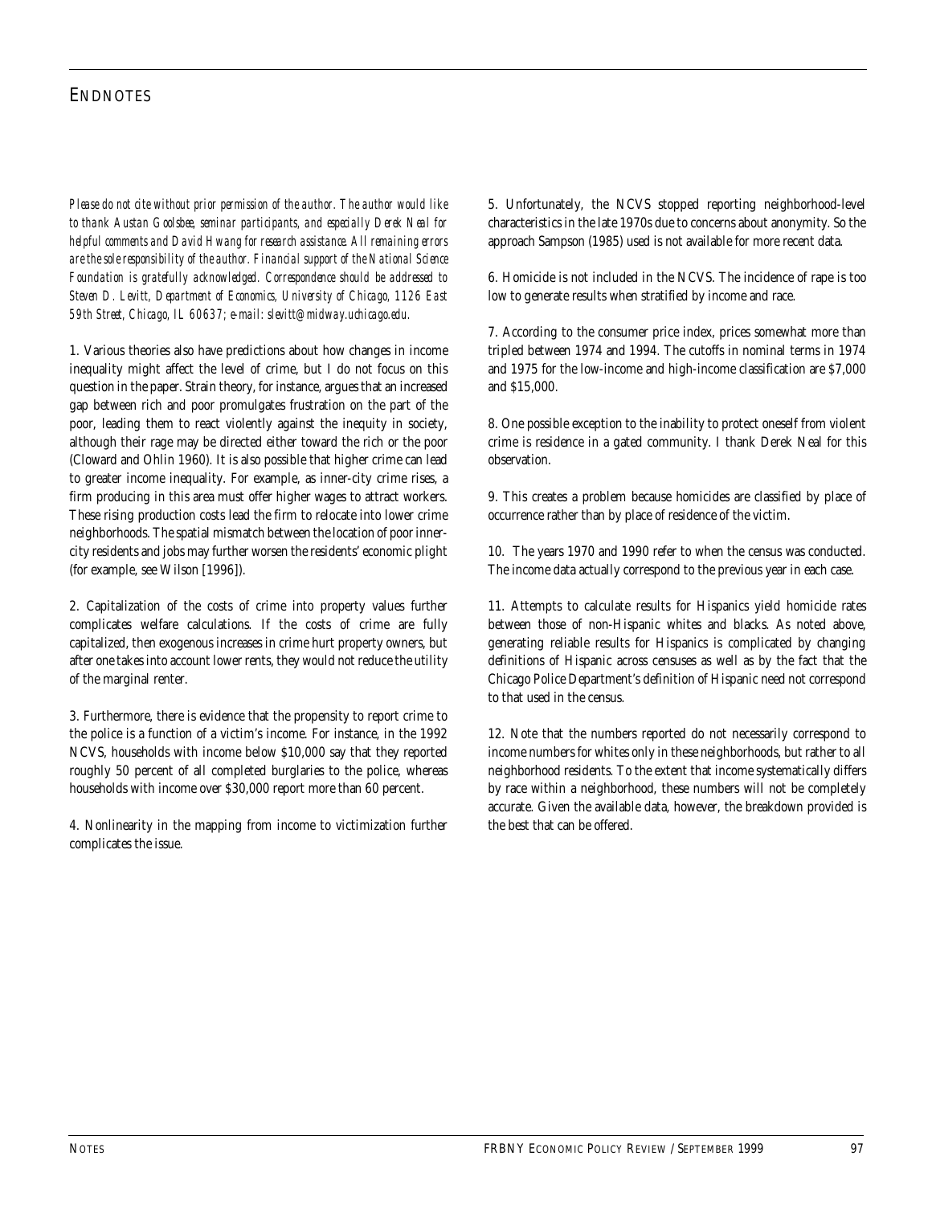## ENDNOTES

*Please do not cite without prior permission of the author. The author would like to thank Austan Goolsbee, seminar participants, and especially Derek Neal for helpful comments and David Hwang for research assistance. All remaining errors are the sole responsibility of the author. Financial support of the National Science Foundation is gratefully acknowledged. Correspondence should be addressed to Steven D. Levitt, Department of Economics, University of Chicago, 1126 East 59th Street, Chicago, IL 60637; e-mail: slevitt@midway.uchicago.edu.*

1. Various theories also have predictions about how changes in income inequality might affect the level of crime, but I do not focus on this question in the paper. Strain theory, for instance, argues that an increased gap between rich and poor promulgates frustration on the part of the poor, leading them to react violently against the inequity in society, although their rage may be directed either toward the rich or the poor (Cloward and Ohlin 1960). It is also possible that higher crime can lead to greater income inequality. For example, as inner-city crime rises, a firm producing in this area must offer higher wages to attract workers. These rising production costs lead the firm to relocate into lower crime neighborhoods. The spatial mismatch between the location of poor inner-city residents and jobs may further worsen the residents' economic plight (for example, see Wilson [1996]).

2. Capitalization of the costs of crime into property values further complicates welfare calculations. If the costs of crime are fully capitalized, then exogenous increases in crime hurt property owners, but after one takes into account lower rents, they would not reduce the utility of the marginal renter.

3. Furthermore, there is evidence that the propensity to report crime to the police is a function of a victim's income. For instance, in the 1992 NCVS, households with income below $10,000 say that they reported roughly 50 percent of all completed burglaries to the police, whereas households with income over $30,000 report more than 60 percent.

4. Nonlinearity in the mapping from income to victimization further complicates the issue.

5. Unfortunately, the NCVS stopped reporting neighborhood-level characteristics in the late 1970s due to concerns about anonymity. So the approach Sampson (1985) used is not available for more recent data.

6. Homicide is not included in the NCVS. The incidence of rape is too low to generate results when stratified by income and race.

7. According to the consumer price index, prices somewhat more than tripled between 1974 and 1994. The cutoffs in nominal terms in 1974 and 1975 for the low-income and high-income classification are $7,000 and $15,000.

8. One possible exception to the inability to protect oneself from violent crime is residence in a gated community. I thank Derek Neal for this observation.

9. This creates a problem because homicides are classified by place of occurrence rather than by place of residence of the victim.

10. The years 1970 and 1990 refer to when the census was conducted. The income data actually correspond to the previous year in each case.

11. Attempts to calculate results for Hispanics yield homicide rates between those of non-Hispanic whites and blacks. As noted above, generating reliable results for Hispanics is complicated by changing definitions of Hispanic across censuses as well as by the fact that the Chicago Police Department's definition of Hispanic need not correspond to that used in the census.

12. Note that the numbers reported do not necessarily correspond to income numbers for whites only in these neighborhoods, but rather to all neighborhood residents. To the extent that income systematically differs by race within a neighborhood, these numbers will not be completely accurate. Given the available data, however, the breakdown provided is the best that can be offered.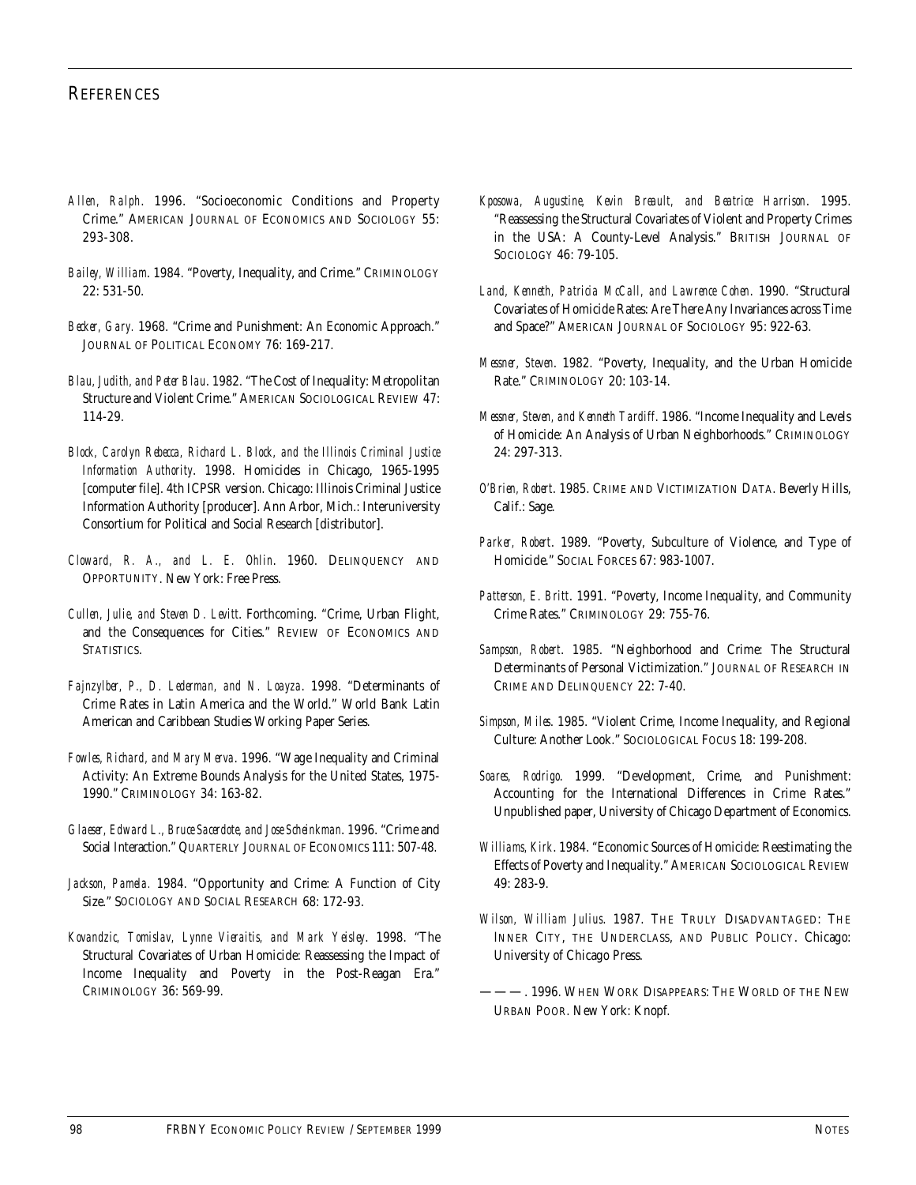## References

*Allen, Ralph*. 1996. "Socioeconomic Conditions and Property Crime." AMERICAN JOURNAL OF ECONOMICS AND SOCIOLOGY 55: 293-308.

*Bailey, William*. 1984. "Poverty, Inequality, and Crime." CRIMINOLOGY 22: 531-50.

*Becker, Gary*. 1968. "Crime and Punishment: An Economic Approach." JOURNAL OF POLITICAL ECONOMY 76: 169-217.

*Blau, Judith, and Peter Blau*. 1982. "The Cost of Inequality: Metropolitan Structure and Violent Crime." AMERICAN SOCIOLOGICAL REVIEW 47: 114-29.

*Block, Carolyn Rebecca, Richard L. Block, and the Illinois Criminal Justice Information Authority*. 1998. Homicides in Chicago, 1965-1995 [computer file]. 4th ICPSR version. Chicago: Illinois Criminal Justice Information Authority [producer]. Ann Arbor, Mich.: Interuniversity Consortium for Political and Social Research [distributor].

*Cloward, R. A., and L. E. Ohlin*. 1960. DELINQUENCY AND OPPORTUNITY. New York: Free Press.

*Cullen, Julie, and Steven D. Levitt*. Forthcoming. "Crime, Urban Flight, and the Consequences for Cities." REVIEW OF ECONOMICS AND STATISTICS.

*Fajnzylber, P., D. Lederman, and N. Loayza*. 1998. "Determinants of Crime Rates in Latin America and the World." World Bank Latin American and Caribbean Studies Working Paper Series.

*Fowles, Richard, and Mary Merva*. 1996. "Wage Inequality and Criminal Activity: An Extreme Bounds Analysis for the United States, 1975-1990." CRIMINOLOGY 34: 163-82.

*Glaeser, Edward L., Bruce Sacerdote, and Jose Scheinkman*. 1996. "Crime and Social Interaction." QUARTERLY JOURNAL OF ECONOMICS 111: 507-48.

*Jackson, Pamela*. 1984. "Opportunity and Crime: A Function of City Size." SOCIOLOGY AND SOCIAL RESEARCH 68: 172-93.

*Kovandzic, Tomislav, Lynne Vieraitis, and Mark Yeisley*. 1998. "The Structural Covariates of Urban Homicide: Reassessing the Impact of Income Inequality and Poverty in the Post-Reagan Era." CRIMINOLOGY 36: 569-99.

*Kposowa, Augustine, Kevin Breault, and Beatrice Harrison*. 1995. "Reassessing the Structural Covariates of Violent and Property Crimes in the USA: A County-Level Analysis." BRITISH JOURNAL OF SOCIOLOGY 46: 79-105.

*Land, Kenneth, Patricia McCall, and Lawrence Cohen*. 1990. "Structural Covariates of Homicide Rates: Are There Any Invariances across Time and Space?" AMERICAN JOURNAL OF SOCIOLOGY 95: 922-63.

*Messner, Steven*. 1982. "Poverty, Inequality, and the Urban Homicide Rate." CRIMINOLOGY 20: 103-14.

*Messner, Steven, and Kenneth Tardiff*. 1986. "Income Inequality and Levels of Homicide: An Analysis of Urban Neighborhoods." CRIMINOLOGY 24: 297-313.

*O'Brien, Robert*. 1985. CRIME AND VICTIMIZATION DATA. Beverly Hills, Calif.: Sage.

*Parker, Robert*. 1989. "Poverty, Subculture of Violence, and Type of Homicide." SOCIAL FORCES 67: 983-1007.

*Patterson, E. Britt*. 1991. "Poverty, Income Inequality, and Community Crime Rates." CRIMINOLOGY 29: 755-76.

*Sampson, Robert*. 1985. "Neighborhood and Crime: The Structural Determinants of Personal Victimization." JOURNAL OF RESEARCH IN CRIME AND DELINQUENCY 22: 7-40.

*Simpson, Miles*. 1985. "Violent Crime, Income Inequality, and Regional Culture: Another Look." SOCIOLOGICAL FOCUS 18: 199-208.

*Soares, Rodrigo*. 1999. "Development, Crime, and Punishment: Accounting for the International Differences in Crime Rates." Unpublished paper, University of Chicago Department of Economics.

*Williams, Kirk*. 1984. "Economic Sources of Homicide: Reestimating the Effects of Poverty and Inequality." AMERICAN SOCIOLOGICAL REVIEW 49: 283-9.

*Wilson, William Julius*. 1987. THE TRULY DISADVANTAGED: THE INNER CITY, THE UNDERCLASS, AND PUBLIC POLICY. Chicago: University of Chicago Press.

———. 1996. WHEN WORK DISAPPEARS: THE WORLD OF THE NEW URBAN POOR. New York: Knopf.